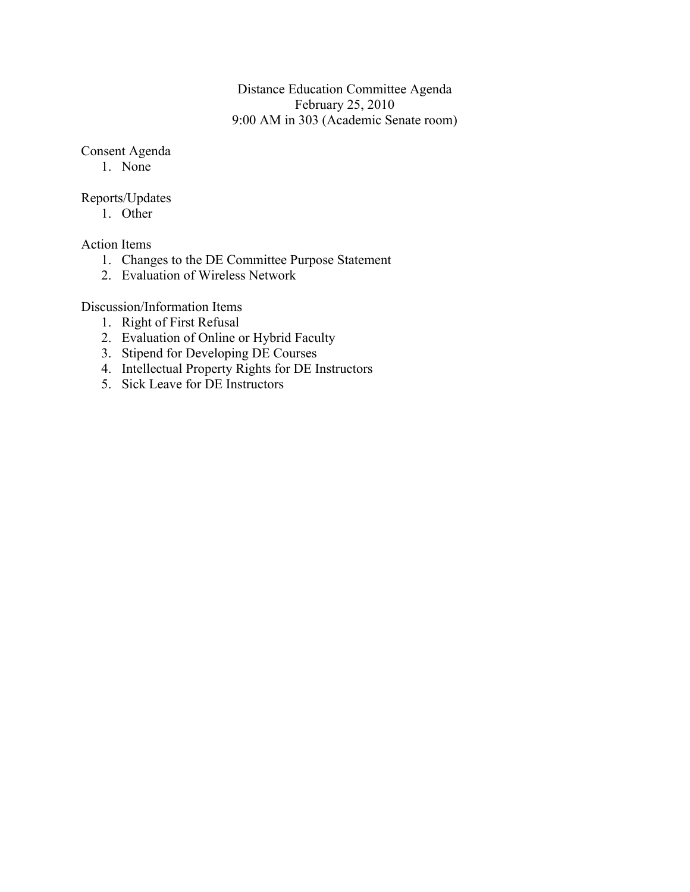# Distance Education Committee Agenda

February 25, 2010

9:00 AM in 303 (Academic Senate room)

## Consent Agenda

1. None

## Reports/Updates

1. Other

## Action Items

1. Changes to the DE Committee Purpose Statement
2. Evaluation of Wireless Network

## Discussion/Information Items

1. Right of First Refusal
2. Evaluation of Online or Hybrid Faculty
3. Stipend for Developing DE Courses
4. Intellectual Property Rights for DE Instructors
5. Sick Leave for DE Instructors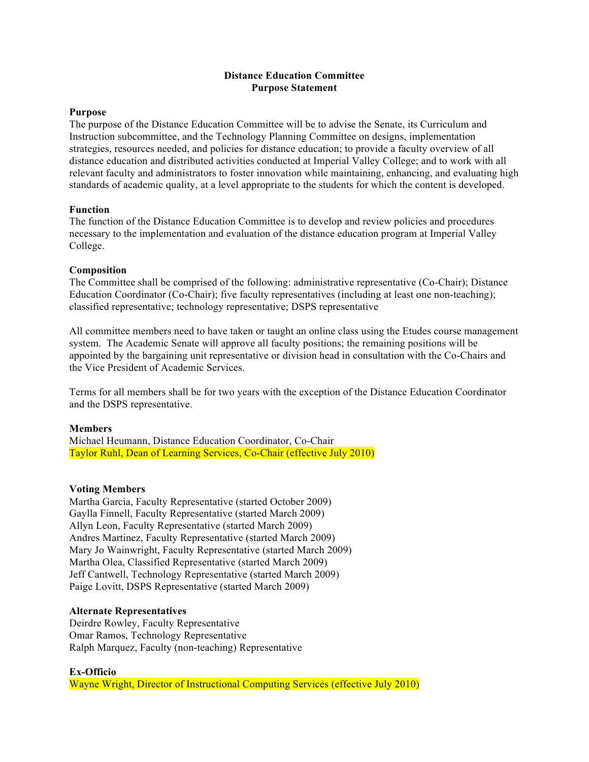**Distance Education Committee**
**Purpose Statement**

**Purpose**
The purpose of the Distance Education Committee will be to advise the Senate, its Curriculum and Instruction subcommittee, and the Technology Planning Committee on designs, implementation strategies, resources needed, and policies for distance education; to provide a faculty overview of all distance education and distributed activities conducted at Imperial Valley College; and to work with all relevant faculty and administrators to foster innovation while maintaining, enhancing, and evaluating high standards of academic quality, at a level appropriate to the students for which the content is developed.

**Function**
The function of the Distance Education Committee is to develop and review policies and procedures necessary to the implementation and evaluation of the distance education program at Imperial Valley College.

**Composition**
The Committee shall be comprised of the following: administrative representative (Co-Chair); Distance Education Coordinator (Co-Chair); five faculty representatives (including at least one non-teaching); classified representative; technology representative; DSPS representative

All committee members need to have taken or taught an online class using the Etudes course management system. The Academic Senate will approve all faculty positions; the remaining positions will be appointed by the bargaining unit representative or division head in consultation with the Co-Chairs and the Vice President of Academic Services.

Terms for all members shall be for two years with the exception of the Distance Education Coordinator and the DSPS representative.

**Members**
Michael Heumann, Distance Education Coordinator, Co-Chair
Taylor Ruhl, Dean of Learning Services, Co-Chair (effective July 2010)

**Voting Members**
Martha Garcia, Faculty Representative (started October 2009)
Gaylla Finnell, Faculty Representative (started March 2009)
Allyn Leon, Faculty Representative (started March 2009)
Andres Martinez, Faculty Representative (started March 2009)
Mary Jo Wainwright, Faculty Representative (started March 2009)
Martha Olea, Classified Representative (started March 2009)
Jeff Cantwell, Technology Representative (started March 2009)
Paige Lovitt, DSPS Representative (started March 2009)

**Alternate Representatives**
Deirdre Rowley, Faculty Representative
Omar Ramos, Technology Representative
Ralph Marquez, Faculty (non-teaching) Representative

**Ex-Officio**
Wayne Wright, Director of Instructional Computing Services (effective July 2010)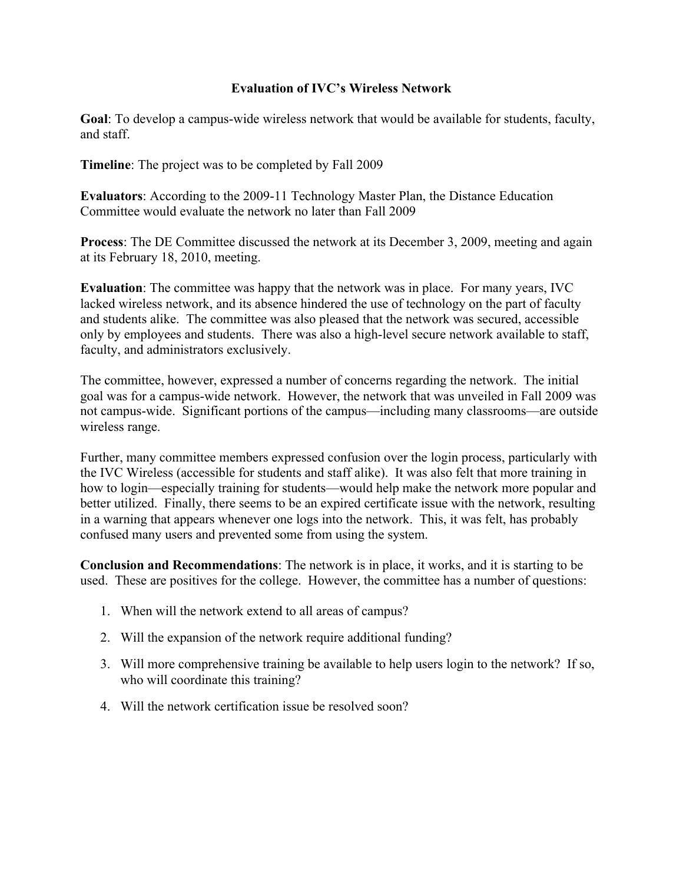## Evaluation of IVC's Wireless Network

**Goal**: To develop a campus-wide wireless network that would be available for students, faculty, and staff.

**Timeline**: The project was to be completed by Fall 2009

**Evaluators**: According to the 2009-11 Technology Master Plan, the Distance Education Committee would evaluate the network no later than Fall 2009

**Process**: The DE Committee discussed the network at its December 3, 2009, meeting and again at its February 18, 2010, meeting.

**Evaluation**: The committee was happy that the network was in place. For many years, IVC lacked wireless network, and its absence hindered the use of technology on the part of faculty and students alike. The committee was also pleased that the network was secured, accessible only by employees and students. There was also a high-level secure network available to staff, faculty, and administrators exclusively.

The committee, however, expressed a number of concerns regarding the network. The initial goal was for a campus-wide network. However, the network that was unveiled in Fall 2009 was not campus-wide. Significant portions of the campus—including many classrooms—are outside wireless range.

Further, many committee members expressed confusion over the login process, particularly with the IVC Wireless (accessible for students and staff alike). It was also felt that more training in how to login—especially training for students—would help make the network more popular and better utilized. Finally, there seems to be an expired certificate issue with the network, resulting in a warning that appears whenever one logs into the network. This, it was felt, has probably confused many users and prevented some from using the system.

**Conclusion and Recommendations**: The network is in place, it works, and it is starting to be used. These are positives for the college. However, the committee has a number of questions:

1. When will the network extend to all areas of campus?
2. Will the expansion of the network require additional funding?
3. Will more comprehensive training be available to help users login to the network? If so, who will coordinate this training?
4. Will the network certification issue be resolved soon?